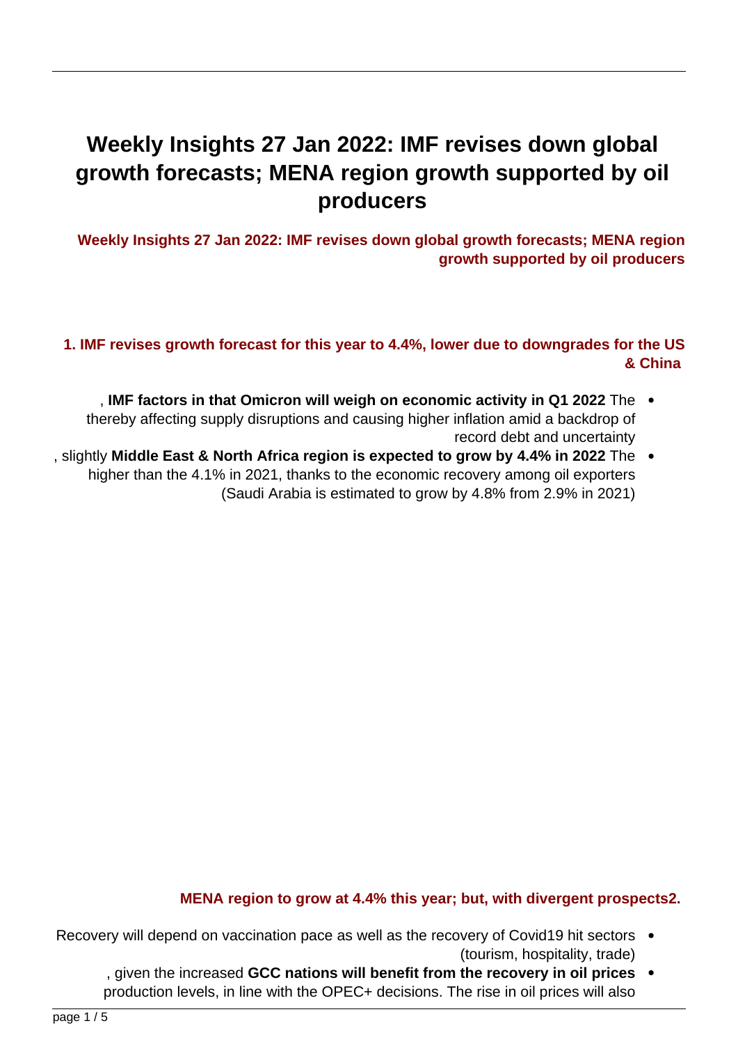# Weekly Insights 27 Jan 2022: IMF revises down global growth forecasts; MENA region growth supported by oil producers

**Weekly Insights 27 Jan 2022: IMF revises down global growth forecasts; MENA region growth supported by oil producers**

### 1. IMF revises growth forecast for this year to 4.4%, lower due to downgrades for the US & China

- The **IMF factors in that Omicron will weigh on economic activity in Q1 2022**, thereby affecting supply disruptions and causing higher inflation amid a backdrop of record debt and uncertainty
- The **Middle East & North Africa region is expected to grow by 4.4% in 2022**, slightly higher than the 4.1% in 2021, thanks to the economic recovery among oil exporters (Saudi Arabia is estimated to grow by 4.8% from 2.9% in 2021)

### 2. MENA region to grow at 4.4% this year; but, with divergent prospects

- Recovery will depend on vaccination pace as well as the recovery of Covid19 hit sectors (tourism, hospitality, trade)
- **GCC nations will benefit from the recovery in oil prices**, given the increased production levels, in line with the OPEC+ decisions. The rise in oil prices will also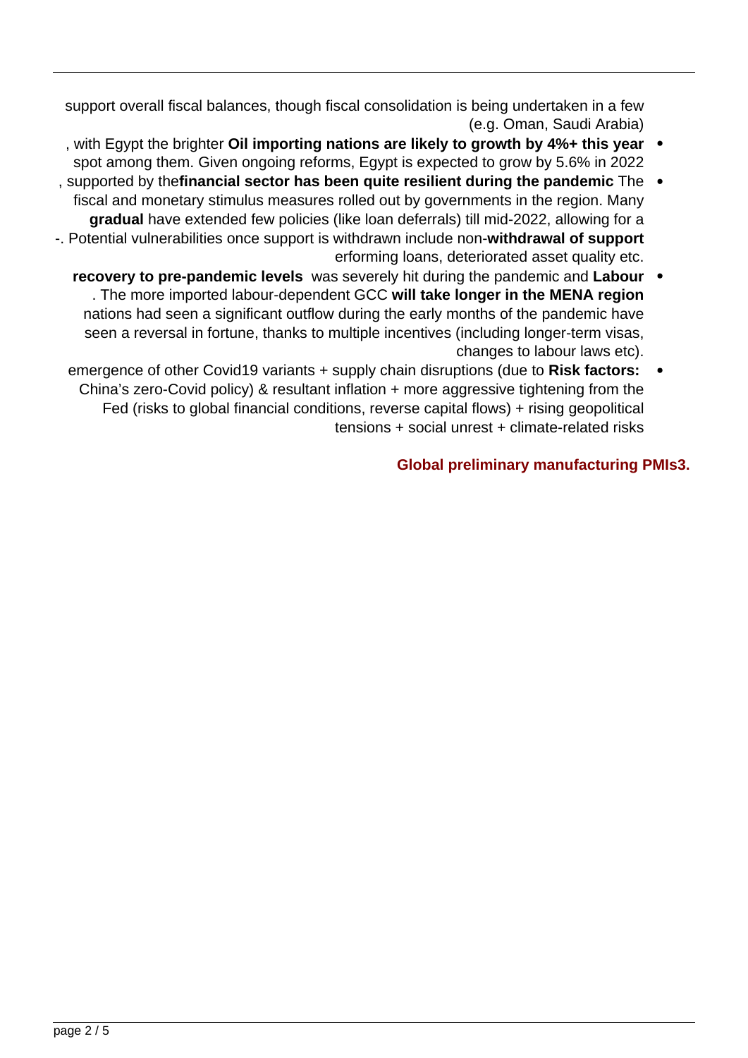support overall fiscal balances, though fiscal consolidation is being undertaken in a few (e.g. Oman, Saudi Arabia)

- **Oil importing nations are likely to growth by 4%+ this year**, with Egypt the brighter spot among them. Given ongoing reforms, Egypt is expected to grow by 5.6% in 2022
- The **financial sector has been quite resilient during the pandemic**, supported by the fiscal and monetary stimulus measures rolled out by governments in the region. Many have extended few policies (like loan deferrals) till mid-2022, allowing for a **gradual withdrawal of support**. Potential vulnerabilities once support is withdrawn include non-performing loans, deteriorated asset quality etc.
- **Labour** was severely hit during the pandemic and **recovery to pre-pandemic levels will take longer in the MENA region**. The more imported labour-dependent GCC nations had seen a significant outflow during the early months of the pandemic have seen a reversal in fortune, thanks to multiple incentives (including longer-term visas, changes to labour laws etc).
- **Risk factors:** emergence of other Covid19 variants + supply chain disruptions (due to China's zero-Covid policy) & resultant inflation + more aggressive tightening from the Fed (risks to global financial conditions, reverse capital flows) + rising geopolitical tensions + social unrest + climate-related risks

## 3. Global preliminary manufacturing PMIs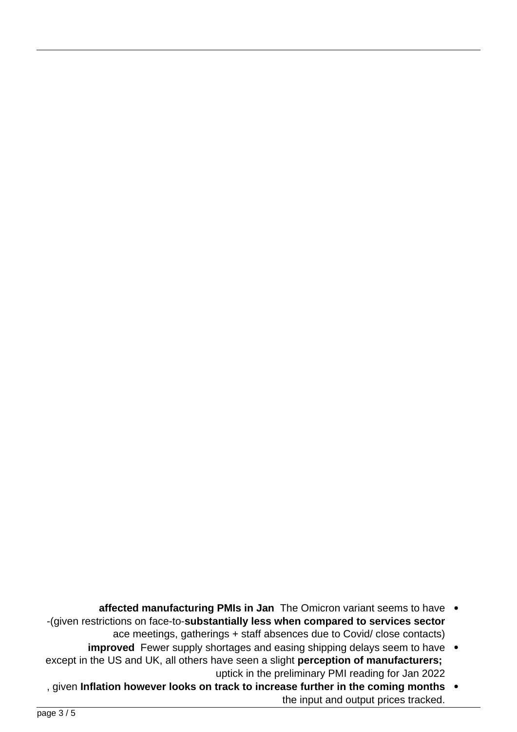- The Omicron variant seems to have **affected manufacturing PMIs in Jan substantially less when compared to services sector** (given restrictions on face-to-face meetings, gatherings + staff absences due to Covid/ close contacts)
- Fewer supply shortages and easing shipping delays seem to have **improved perception of manufacturers;** except in the US and UK, all others have seen a slight uptick in the preliminary PMI reading for Jan 2022
- **Inflation however looks on track to increase further in the coming months**, given the input and output prices tracked.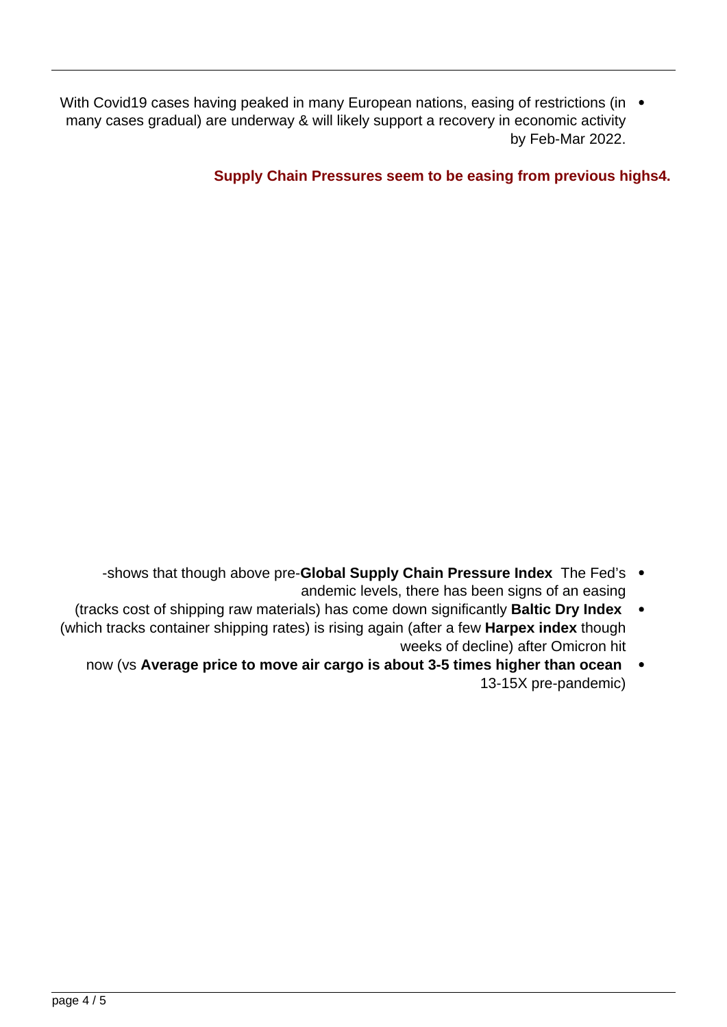- With Covid19 cases having peaked in many European nations, easing of restrictions (in many cases gradual) are underway & will likely support a recovery in economic activity by Feb-Mar 2022.

**Supply Chain Pressures seem to be easing from previous highs4.**

- The Fed's **Global Supply Chain Pressure Index** shows that though above pre-pandemic levels, there has been signs of an easing
- **Baltic Dry Index** (tracks cost of shipping raw materials) has come down significantly
- **Harpex index** though (which tracks container shipping rates) is rising again (after a few weeks of decline) after Omicron hit
- **Average price to move air cargo is about 3-5 times higher than ocean** now (vs 13-15X pre-pandemic)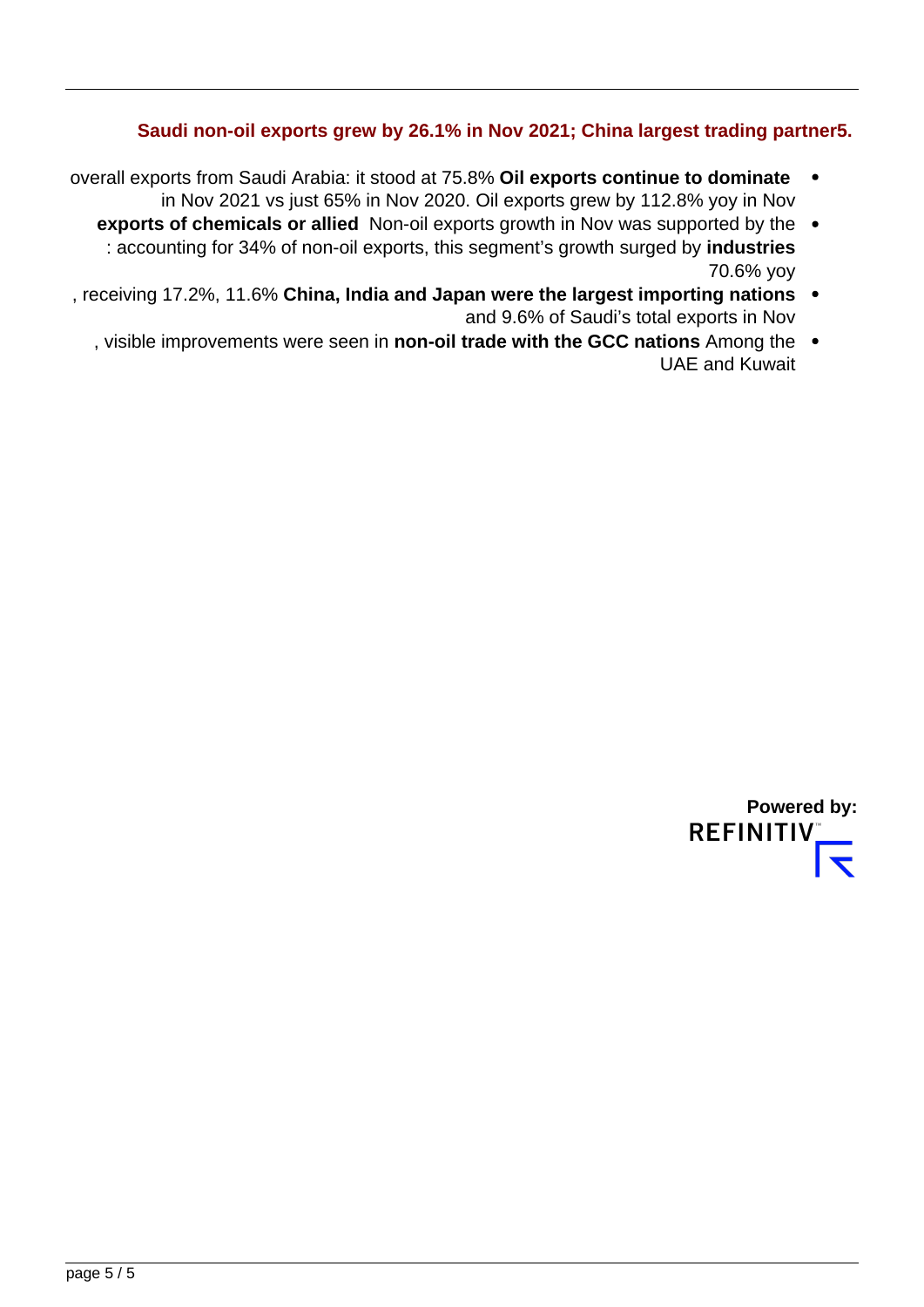## 5. Saudi non-oil exports grew by 26.1% in Nov 2021; China largest trading partner

- **Oil exports continue to dominate** overall exports from Saudi Arabia: it stood at 75.8% in Nov 2021 vs just 65% in Nov 2020. Oil exports grew by 112.8% yoy in Nov
- Non-oil exports growth in Nov was supported by the **exports of chemicals or allied industries**: accounting for 34% of non-oil exports, this segment's growth surged by 70.6% yoy
- **China, India and Japan were the largest importing nations**, receiving 17.2%, 11.6% and 9.6% of Saudi's total exports in Nov
- Among the **non-oil trade with the GCC nations**, visible improvements were seen in UAE and Kuwait

**Powered by:**
REFINITIV